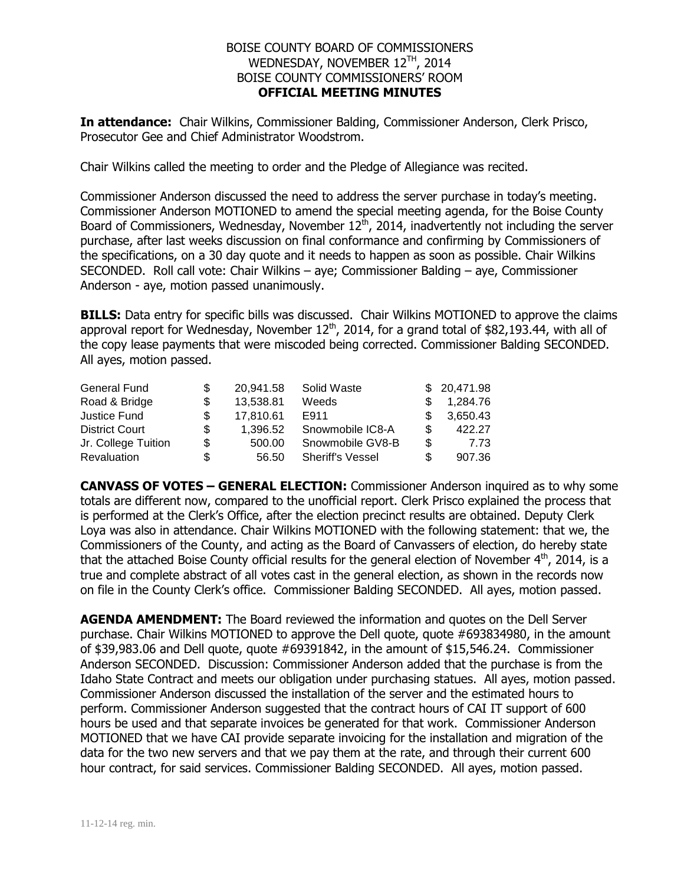BOISE COUNTY BOARD OF COMMISSIONERS
WEDNESDAY, NOVEMBER 12TH, 2014
BOISE COUNTY COMMISSIONERS' ROOM
**OFFICIAL MEETING MINUTES**

**In attendance:** Chair Wilkins, Commissioner Balding, Commissioner Anderson, Clerk Prisco, Prosecutor Gee and Chief Administrator Woodstrom.

Chair Wilkins called the meeting to order and the Pledge of Allegiance was recited.

Commissioner Anderson discussed the need to address the server purchase in today's meeting. Commissioner Anderson MOTIONED to amend the special meeting agenda, for the Boise County Board of Commissioners, Wednesday, November 12th, 2014, inadvertently not including the server purchase, after last weeks discussion on final conformance and confirming by Commissioners of the specifications, on a 30 day quote and it needs to happen as soon as possible. Chair Wilkins SECONDED. Roll call vote: Chair Wilkins – aye; Commissioner Balding – aye, Commissioner Anderson - aye, motion passed unanimously.

**BILLS:** Data entry for specific bills was discussed. Chair Wilkins MOTIONED to approve the claims approval report for Wednesday, November 12th, 2014, for a grand total of $82,193.44, with all of the copy lease payments that were miscoded being corrected. Commissioner Balding SECONDED. All ayes, motion passed.

| | | | | | |
|---|---|---|---|---|---|
| General Fund | $ | 20,941.58 | Solid Waste | $ | 20,471.98 |
| Road & Bridge | $ | 13,538.81 | Weeds | $ | 1,284.76 |
| Justice Fund | $ | 17,810.61 | E911 | $ | 3,650.43 |
| District Court | $ | 1,396.52 | Snowmobile IC8-A | $ | 422.27 |
| Jr. College Tuition | $ | 500.00 | Snowmobile GV8-B | $ | 7.73 |
| Revaluation | $ | 56.50 | Sheriff's Vessel | $ | 907.36 |

**CANVASS OF VOTES – GENERAL ELECTION:** Commissioner Anderson inquired as to why some totals are different now, compared to the unofficial report. Clerk Prisco explained the process that is performed at the Clerk's Office, after the election precinct results are obtained. Deputy Clerk Loya was also in attendance. Chair Wilkins MOTIONED with the following statement: that we, the Commissioners of the County, and acting as the Board of Canvassers of election, do hereby state that the attached Boise County official results for the general election of November 4th, 2014, is a true and complete abstract of all votes cast in the general election, as shown in the records now on file in the County Clerk's office. Commissioner Balding SECONDED. All ayes, motion passed.

**AGENDA AMENDMENT:** The Board reviewed the information and quotes on the Dell Server purchase. Chair Wilkins MOTIONED to approve the Dell quote, quote #693834980, in the amount of $39,983.06 and Dell quote, quote #69391842, in the amount of $15,546.24. Commissioner Anderson SECONDED. Discussion: Commissioner Anderson added that the purchase is from the Idaho State Contract and meets our obligation under purchasing statues. All ayes, motion passed. Commissioner Anderson discussed the installation of the server and the estimated hours to perform. Commissioner Anderson suggested that the contract hours of CAI IT support of 600 hours be used and that separate invoices be generated for that work. Commissioner Anderson MOTIONED that we have CAI provide separate invoicing for the installation and migration of the data for the two new servers and that we pay them at the rate, and through their current 600 hour contract, for said services. Commissioner Balding SECONDED. All ayes, motion passed.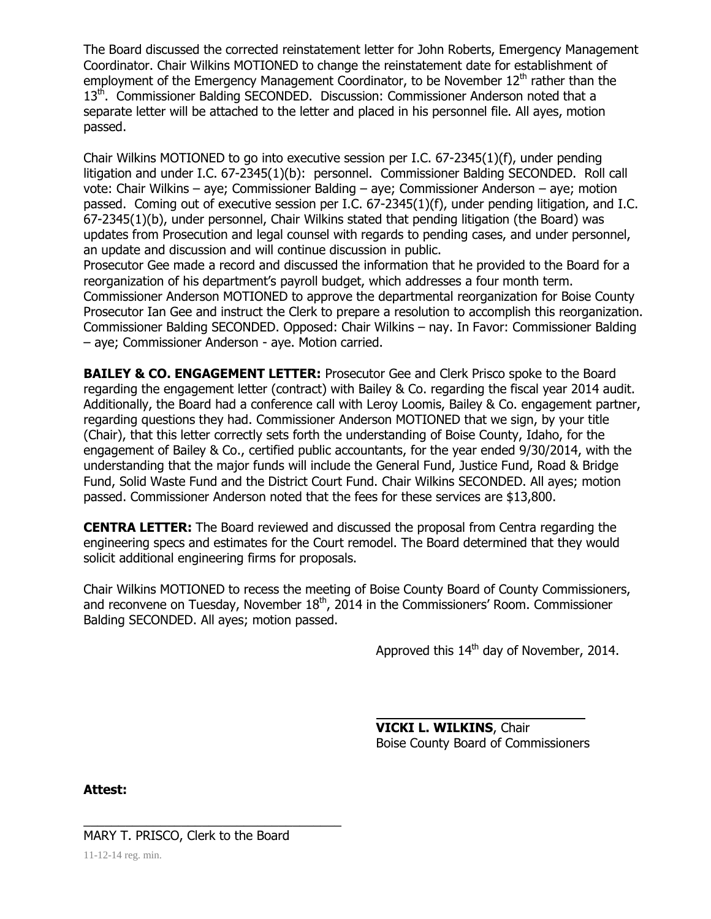The Board discussed the corrected reinstatement letter for John Roberts, Emergency Management Coordinator. Chair Wilkins MOTIONED to change the reinstatement date for establishment of employment of the Emergency Management Coordinator, to be November 12th rather than the 13th. Commissioner Balding SECONDED. Discussion: Commissioner Anderson noted that a separate letter will be attached to the letter and placed in his personnel file. All ayes, motion passed.

Chair Wilkins MOTIONED to go into executive session per I.C. 67-2345(1)(f), under pending litigation and under I.C. 67-2345(1)(b): personnel. Commissioner Balding SECONDED. Roll call vote: Chair Wilkins – aye; Commissioner Balding – aye; Commissioner Anderson – aye; motion passed. Coming out of executive session per I.C. 67-2345(1)(f), under pending litigation, and I.C. 67-2345(1)(b), under personnel, Chair Wilkins stated that pending litigation (the Board) was updates from Prosecution and legal counsel with regards to pending cases, and under personnel, an update and discussion and will continue discussion in public.

Prosecutor Gee made a record and discussed the information that he provided to the Board for a reorganization of his department's payroll budget, which addresses a four month term. Commissioner Anderson MOTIONED to approve the departmental reorganization for Boise County Prosecutor Ian Gee and instruct the Clerk to prepare a resolution to accomplish this reorganization. Commissioner Balding SECONDED. Opposed: Chair Wilkins – nay. In Favor: Commissioner Balding – aye; Commissioner Anderson - aye. Motion carried.

**BAILEY & CO. ENGAGEMENT LETTER:** Prosecutor Gee and Clerk Prisco spoke to the Board regarding the engagement letter (contract) with Bailey & Co. regarding the fiscal year 2014 audit. Additionally, the Board had a conference call with Leroy Loomis, Bailey & Co. engagement partner, regarding questions they had. Commissioner Anderson MOTIONED that we sign, by your title (Chair), that this letter correctly sets forth the understanding of Boise County, Idaho, for the engagement of Bailey & Co., certified public accountants, for the year ended 9/30/2014, with the understanding that the major funds will include the General Fund, Justice Fund, Road & Bridge Fund, Solid Waste Fund and the District Court Fund. Chair Wilkins SECONDED. All ayes; motion passed. Commissioner Anderson noted that the fees for these services are $13,800.

**CENTRA LETTER:** The Board reviewed and discussed the proposal from Centra regarding the engineering specs and estimates for the Court remodel. The Board determined that they would solicit additional engineering firms for proposals.

Chair Wilkins MOTIONED to recess the meeting of Boise County Board of County Commissioners, and reconvene on Tuesday, November 18th, 2014 in the Commissioners' Room. Commissioner Balding SECONDED. All ayes; motion passed.

Approved this 14th day of November, 2014.

**VICKI L. WILKINS**, Chair
Boise County Board of Commissioners

**Attest:**

MARY T. PRISCO, Clerk to the Board

11-12-14 reg. min.